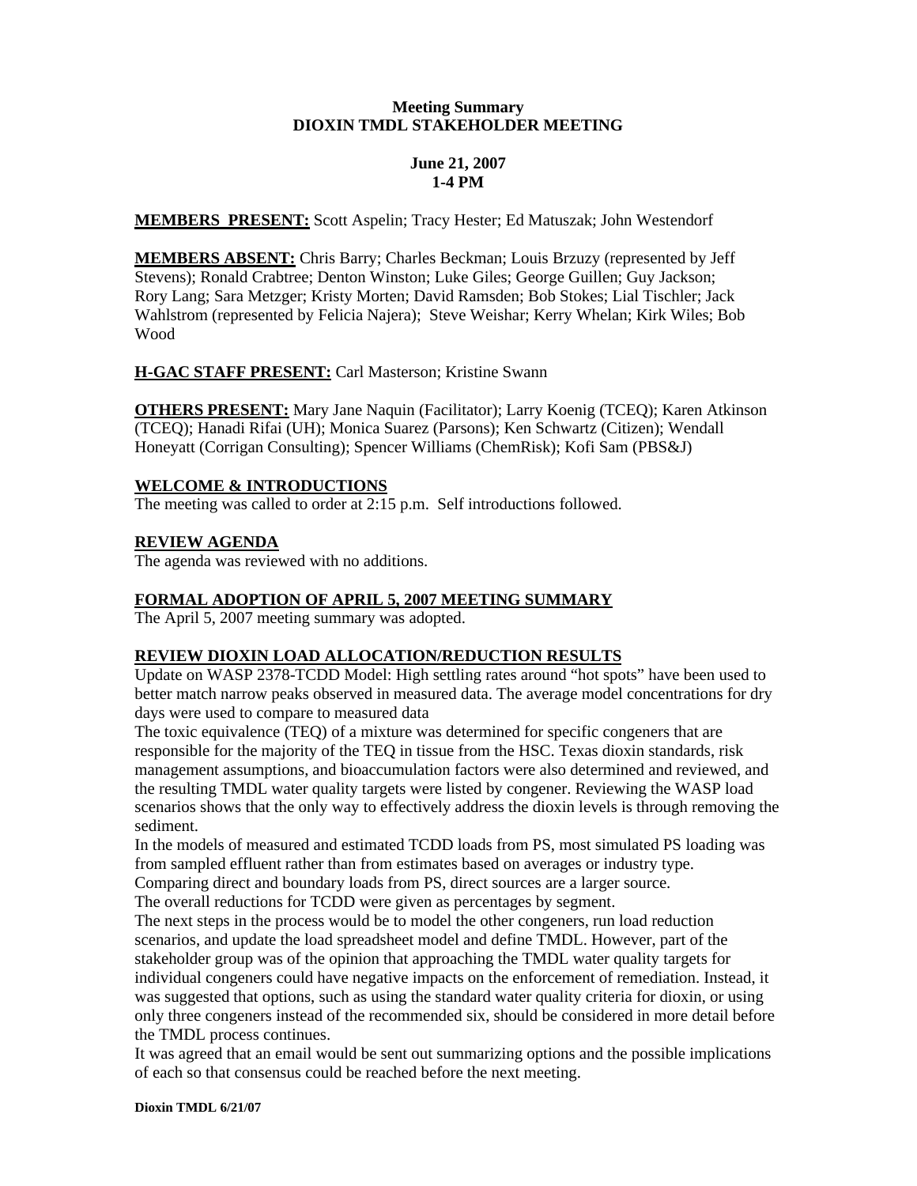**Meeting Summary**
**DIOXIN TMDL STAKEHOLDER MEETING**

**June 21, 2007**
**1-4 PM**

**MEMBERS PRESENT:** Scott Aspelin; Tracy Hester; Ed Matuszak; John Westendorf

**MEMBERS ABSENT:** Chris Barry; Charles Beckman; Louis Brzuzy (represented by Jeff Stevens); Ronald Crabtree; Denton Winston; Luke Giles; George Guillen; Guy Jackson; Rory Lang; Sara Metzger; Kristy Morten; David Ramsden; Bob Stokes; Lial Tischler; Jack Wahlstrom (represented by Felicia Najera); Steve Weishar; Kerry Whelan; Kirk Wiles; Bob Wood

**H-GAC STAFF PRESENT:** Carl Masterson; Kristine Swann

**OTHERS PRESENT:** Mary Jane Naquin (Facilitator); Larry Koenig (TCEQ); Karen Atkinson (TCEQ); Hanadi Rifai (UH); Monica Suarez (Parsons); Ken Schwartz (Citizen); Wendall Honeyatt (Corrigan Consulting); Spencer Williams (ChemRisk); Kofi Sam (PBS&J)

## WELCOME & INTRODUCTIONS

The meeting was called to order at 2:15 p.m. Self introductions followed.

## REVIEW AGENDA

The agenda was reviewed with no additions.

## FORMAL ADOPTION OF APRIL 5, 2007 MEETING SUMMARY

The April 5, 2007 meeting summary was adopted.

## REVIEW DIOXIN LOAD ALLOCATION/REDUCTION RESULTS

Update on WASP 2378-TCDD Model: High settling rates around "hot spots" have been used to better match narrow peaks observed in measured data. The average model concentrations for dry days were used to compare to measured data

The toxic equivalence (TEQ) of a mixture was determined for specific congeners that are responsible for the majority of the TEQ in tissue from the HSC. Texas dioxin standards, risk management assumptions, and bioaccumulation factors were also determined and reviewed, and the resulting TMDL water quality targets were listed by congener. Reviewing the WASP load scenarios shows that the only way to effectively address the dioxin levels is through removing the sediment.

In the models of measured and estimated TCDD loads from PS, most simulated PS loading was from sampled effluent rather than from estimates based on averages or industry type.

Comparing direct and boundary loads from PS, direct sources are a larger source.

The overall reductions for TCDD were given as percentages by segment.

The next steps in the process would be to model the other congeners, run load reduction scenarios, and update the load spreadsheet model and define TMDL. However, part of the stakeholder group was of the opinion that approaching the TMDL water quality targets for individual congeners could have negative impacts on the enforcement of remediation. Instead, it was suggested that options, such as using the standard water quality criteria for dioxin, or using only three congeners instead of the recommended six, should be considered in more detail before the TMDL process continues.

It was agreed that an email would be sent out summarizing options and the possible implications of each so that consensus could be reached before the next meeting.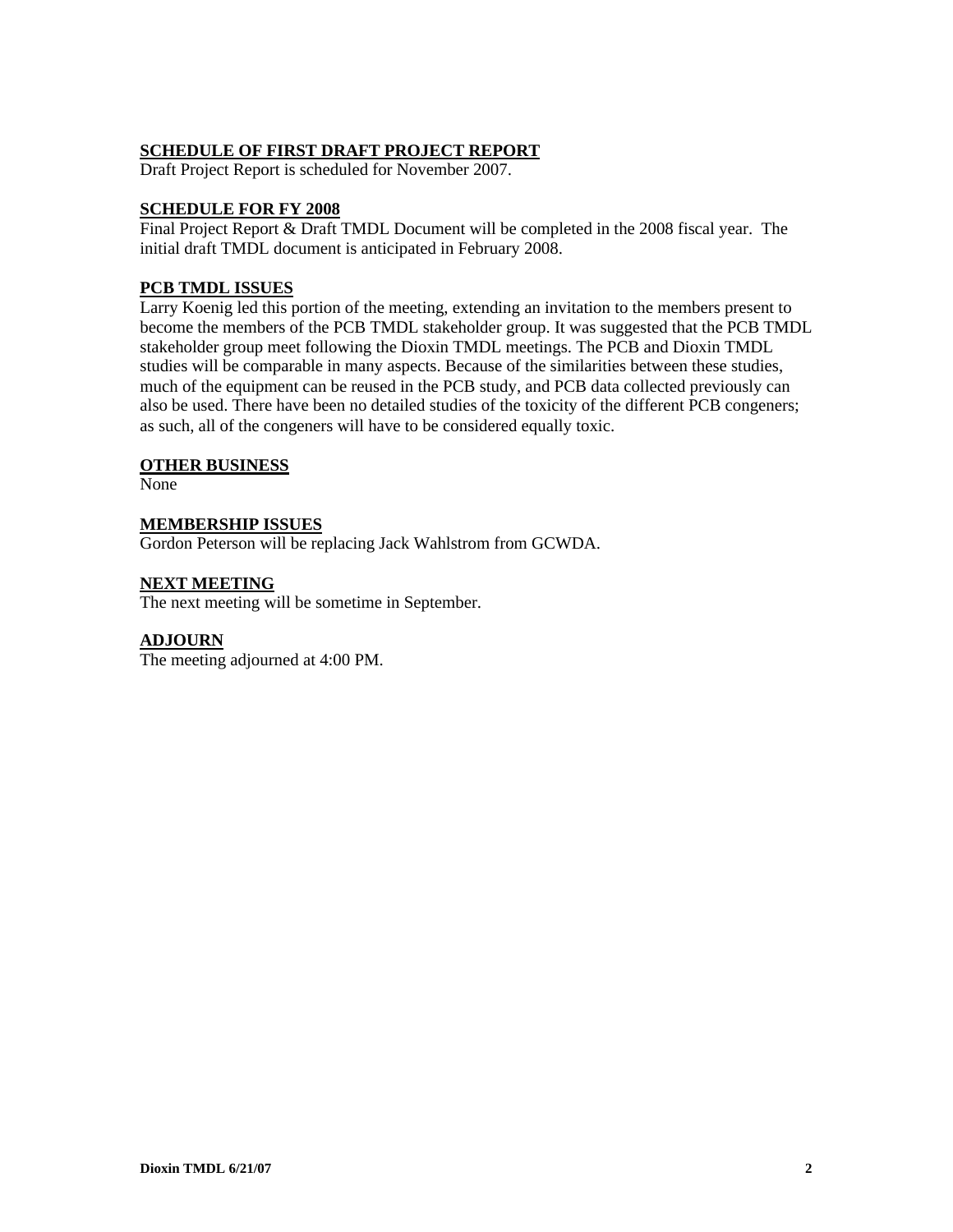**SCHEDULE OF FIRST DRAFT PROJECT REPORT**

Draft Project Report is scheduled for November 2007.

**SCHEDULE FOR FY 2008**

Final Project Report & Draft TMDL Document will be completed in the 2008 fiscal year. The initial draft TMDL document is anticipated in February 2008.

**PCB TMDL ISSUES**

Larry Koenig led this portion of the meeting, extending an invitation to the members present to become the members of the PCB TMDL stakeholder group. It was suggested that the PCB TMDL stakeholder group meet following the Dioxin TMDL meetings. The PCB and Dioxin TMDL studies will be comparable in many aspects. Because of the similarities between these studies, much of the equipment can be reused in the PCB study, and PCB data collected previously can also be used. There have been no detailed studies of the toxicity of the different PCB congeners; as such, all of the congeners will have to be considered equally toxic.

**OTHER BUSINESS**

None

**MEMBERSHIP ISSUES**

Gordon Peterson will be replacing Jack Wahlstrom from GCWDA.

**NEXT MEETING**

The next meeting will be sometime in September.

**ADJOURN**

The meeting adjourned at 4:00 PM.